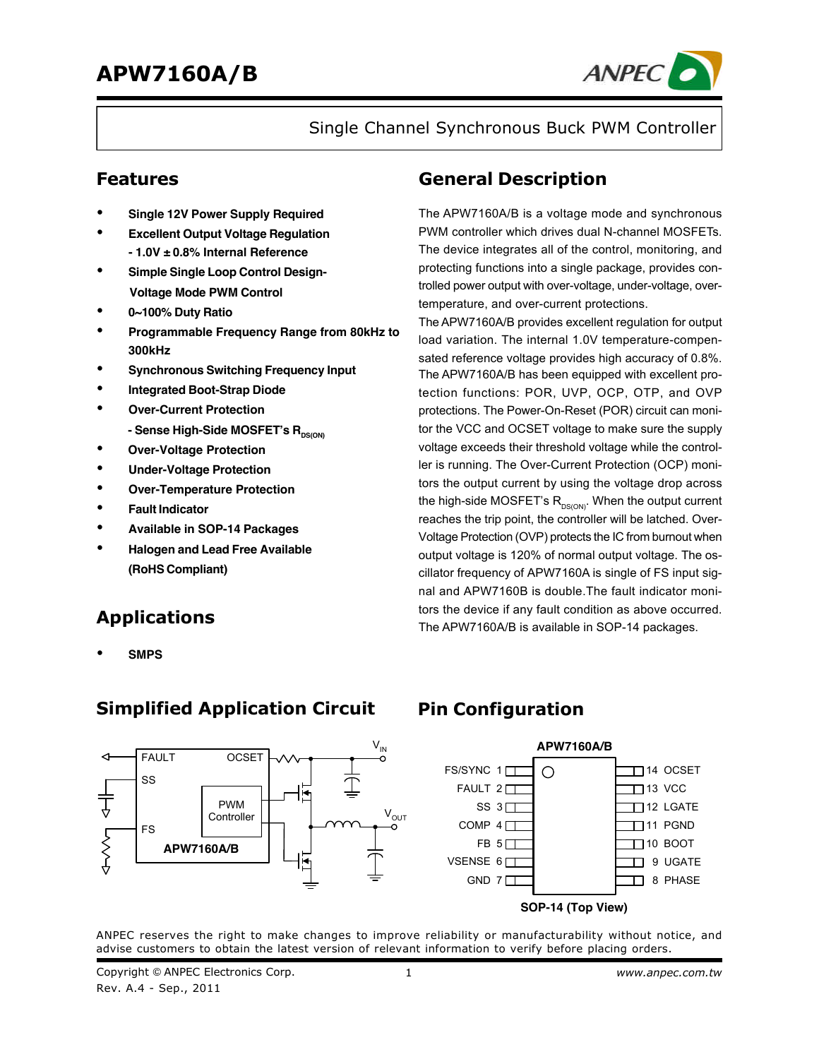# APW7160A/B

Single Channel Synchronous Buck PWM Controller

## Features

- **Single 12V Power Supply Required**
- **Excellent Output Voltage Regulation**
  **- 1.0V ± 0.8% Internal Reference**
- **Simple Single Loop Control Design- Voltage Mode PWM Control**
- **0~100% Duty Ratio**
- **Programmable Frequency Range from 80kHz to 300kHz**
- **Synchronous Switching Frequency Input**
- **Integrated Boot-Strap Diode**
- **Over-Current Protection**
  **- Sense High-Side MOSFET's $R_{DS(ON)}$**
- **Over-Voltage Protection**
- **Under-Voltage Protection**
- **Over-Temperature Protection**
- **Fault Indicator**
- **Available in SOP-14 Packages**
- **Halogen and Lead Free Available (RoHS Compliant)**

## Applications

- **SMPS**

## General Description

The APW7160A/B is a voltage mode and synchronous PWM controller which drives dual N-channel MOSFETs. The device integrates all of the control, monitoring, and protecting functions into a single package, provides controlled power output with over-voltage, under-voltage, over-temperature, and over-current protections.

The APW7160A/B provides excellent regulation for output load variation. The internal 1.0V temperature-compensated reference voltage provides high accuracy of 0.8%. The APW7160A/B has been equipped with excellent protection functions: POR, UVP, OCP, OTP, and OVP protections. The Power-On-Reset (POR) circuit can monitor the VCC and OCSET voltage to make sure the supply voltage exceeds their threshold voltage while the controller is running. The Over-Current Protection (OCP) monitors the output current by using the voltage drop across the high-side MOSFET's $R_{DS(ON)}$. When the output current reaches the trip point, the controller will be latched. Over-Voltage Protection (OVP) protects the IC from burnout when output voltage is 120% of normal output voltage. The oscillator frequency of APW7160A is single of FS input signal and APW7160B is double.The fault indicator monitors the device if any fault condition as above occurred. The APW7160A/B is available in SOP-14 packages.

## Simplified Application Circuit

## Pin Configuration

**APW7160A/B**

| Pin | Name | Pin | Name |
|---|---|---|---|
| 1 | FS/SYNC | 14 | OCSET |
| 2 | FAULT | 13 | VCC |
| 3 | SS | 12 | LGATE |
| 4 | COMP | 11 | PGND |
| 5 | FB | 10 | BOOT |
| 6 | VSENSE | 9 | UGATE |
| 7 | GND | 8 | PHASE |

**SOP-14 (Top View)**

ANPEC reserves the right to make changes to improve reliability or manufacturability without notice, and advise customers to obtain the latest version of relevant information to verify before placing orders.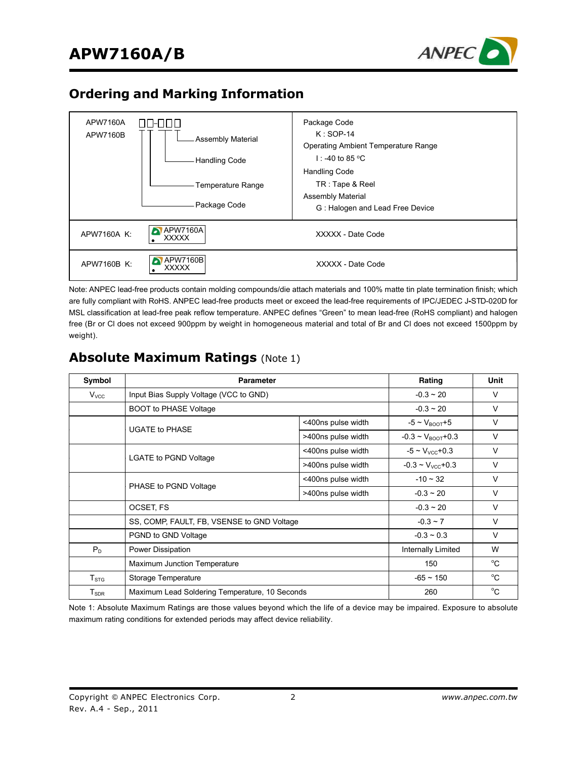## Ordering and Marking Information

| APW7160A / APW7160B □□-□□□ | |
|---|---|
| Assembly Material<br>Handling Code<br>Temperature Range<br>Package Code | Package Code<br>K : SOP-14<br>Operating Ambient Temperature Range<br>I : -40 to 85 °C<br>Handling Code<br>TR : Tape & Reel<br>Assembly Material<br>G : Halogen and Lead Free Device |
| APW7160A K: APW7160A XXXXX | XXXXX - Date Code |
| APW7160B K: APW7160B XXXXX | XXXXX - Date Code |

Note: ANPEC lead-free products contain molding compounds/die attach materials and 100% matte tin plate termination finish; which are fully compliant with RoHS. ANPEC lead-free products meet or exceed the lead-free requirements of IPC/JEDEC J-STD-020D for MSL classification at lead-free peak reflow temperature. ANPEC defines "Green" to mean lead-free (RoHS compliant) and halogen free (Br or Cl does not exceed 900ppm by weight in homogeneous material and total of Br and Cl does not exceed 1500ppm by weight).

## Absolute Maximum Ratings (Note 1)

| Symbol | Parameter | | Rating | Unit |
|---|---|---|---|---|
| $V_{VCC}$ | Input Bias Supply Voltage (VCC to GND) | | -0.3 ~ 20 | V |
| | BOOT to PHASE Voltage | | -0.3 ~ 20 | V |
| | UGATE to PHASE | <400ns pulse width | -5 ~ $V_{BOOT}$+5 | V |
| | | >400ns pulse width | -0.3 ~ $V_{BOOT}$+0.3 | V |
| | LGATE to PGND Voltage | <400ns pulse width | -5 ~ $V_{VCC}$+0.3 | V |
| | | >400ns pulse width | -0.3 ~ $V_{VCC}$+0.3 | V |
| | PHASE to PGND Voltage | <400ns pulse width | -10 ~ 32 | V |
| | | >400ns pulse width | -0.3 ~ 20 | V |
| | OCSET, FS | | -0.3 ~ 20 | V |
| | SS, COMP, FAULT, FB, VSENSE to GND Voltage | | -0.3 ~ 7 | V |
| | PGND to GND Voltage | | -0.3 ~ 0.3 | V |
| $P_D$ | Power Dissipation | | Internally Limited | W |
| | Maximum Junction Temperature | | 150 | °C |
| $T_{STG}$ | Storage Temperature | | -65 ~ 150 | °C |
| $T_{SDR}$ | Maximum Lead Soldering Temperature, 10 Seconds | | 260 | °C |

Note 1: Absolute Maximum Ratings are those values beyond which the life of a device may be impaired. Exposure to absolute maximum rating conditions for extended periods may affect device reliability.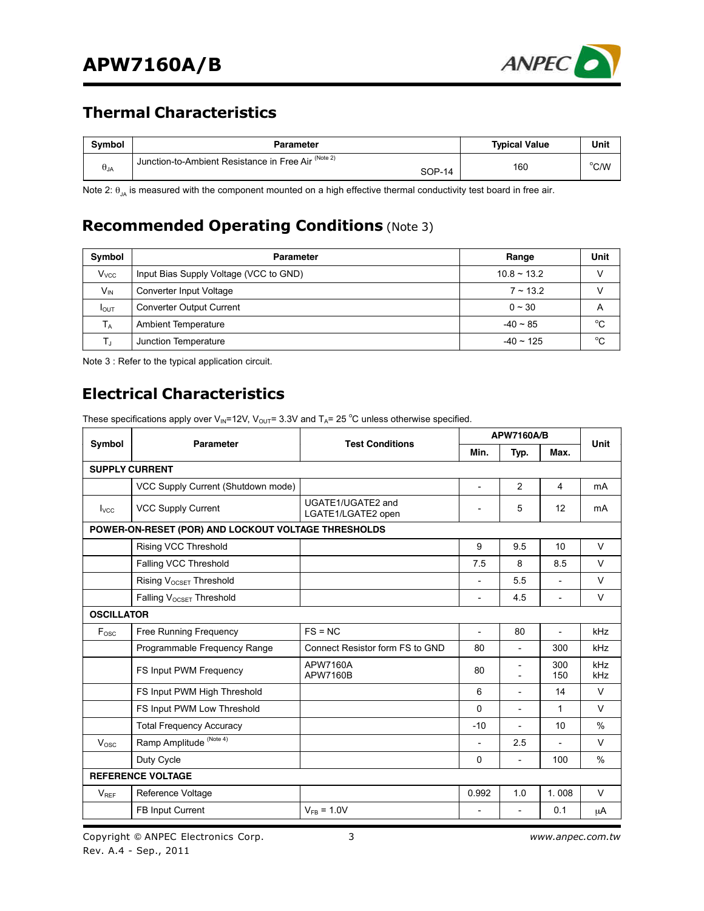## Thermal Characteristics

| Symbol | Parameter | Typical Value | Unit |
|---|---|---|---|
| $\theta_{JA}$ | Junction-to-Ambient Resistance in Free Air (Note 2) SOP-14 | 160 | °C/W |

Note 2: $\theta_{JA}$ is measured with the component mounted on a high effective thermal conductivity test board in free air.

## Recommended Operating Conditions (Note 3)

| Symbol | Parameter | Range | Unit |
|---|---|---|---|
| $V_{VCC}$ | Input Bias Supply Voltage (VCC to GND) | 10.8 ~ 13.2 | V |
| $V_{IN}$ | Converter Input Voltage | 7 ~ 13.2 | V |
| $I_{OUT}$ | Converter Output Current | 0 ~ 30 | A |
| $T_A$ | Ambient Temperature | -40 ~ 85 | °C |
| $T_J$ | Junction Temperature | -40 ~ 125 | °C |

Note 3 : Refer to the typical application circuit.

## Electrical Characteristics

These specifications apply over $V_{IN}$=12V, $V_{OUT}$= 3.3V and $T_A$= 25 °C unless otherwise specified.

| Symbol | Parameter | Test Conditions | APW7160A/B | | | Unit |
|---|---|---|---|---|---|---|
| | | | Min. | Typ. | Max. | |
| **SUPPLY CURRENT** | | | | | | |
| | VCC Supply Current (Shutdown mode) | | - | 2 | 4 | mA |
| $I_{VCC}$ | VCC Supply Current | UGATE1/UGATE2 and LGATE1/LGATE2 open | - | 5 | 12 | mA |
| **POWER-ON-RESET (POR) AND LOCKOUT VOLTAGE THRESHOLDS** | | | | | | |
| | Rising VCC Threshold | | 9 | 9.5 | 10 | V |
| | Falling VCC Threshold | | 7.5 | 8 | 8.5 | V |
| | Rising $V_{OCSET}$ Threshold | | - | 5.5 | - | V |
| | Falling $V_{OCSET}$ Threshold | | - | 4.5 | - | V |
| **OSCILLATOR** | | | | | | |
| $F_{OSC}$ | Free Running Frequency | FS = NC | - | 80 | - | kHz |
| | Programmable Frequency Range | Connect Resistor form FS to GND | 80 | - | 300 | kHz |
| | FS Input PWM Frequency | APW7160A<br>APW7160B | 80 | -<br>- | 300<br>150 | kHz<br>kHz |
| | FS Input PWM High Threshold | | 6 | - | 14 | V |
| | FS Input PWM Low Threshold | | 0 | - | 1 | V |
| | Total Frequency Accuracy | | -10 | - | 10 | % |
| $V_{OSC}$ | Ramp Amplitude (Note 4) | | - | 2.5 | - | V |
| | Duty Cycle | | 0 | - | 100 | % |
| **REFERENCE VOLTAGE** | | | | | | |
| $V_{REF}$ | Reference Voltage | | 0.992 | 1.0 | 1. 008 | V |
| | FB Input Current | $V_{FB}$ = 1.0V | - | - | 0.1 | μA |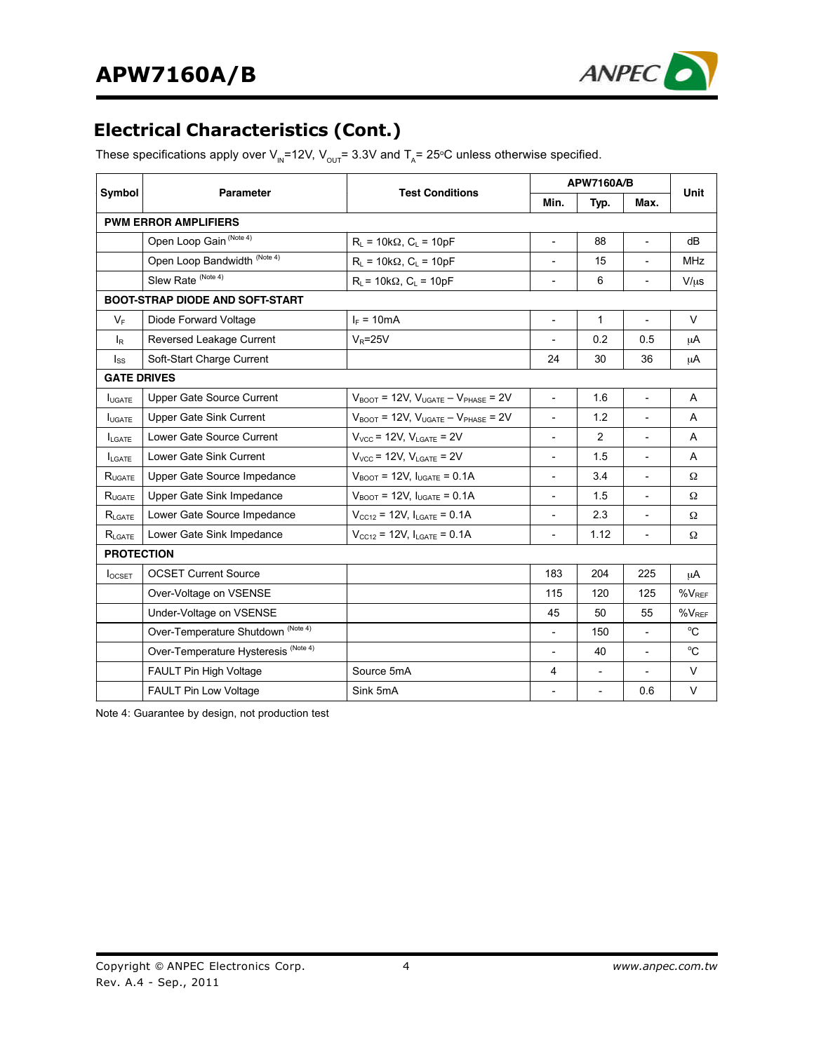## Electrical Characteristics (Cont.)

These specifications apply over $V_{IN}$=12V, $V_{OUT}$= 3.3V and $T_A$= 25°C unless otherwise specified.

| Symbol | Parameter | Test Conditions | APW7160A/B | | | Unit |
|---|---|---|---|---|---|---|
| | | | Min. | Typ. | Max. | |
| **PWM ERROR AMPLIFIERS** | | | | | | |
| | Open Loop Gain (Note 4) | $R_L$ = 10kΩ, $C_L$ = 10pF | - | 88 | - | dB |
| | Open Loop Bandwidth (Note 4) | $R_L$ = 10kΩ, $C_L$ = 10pF | - | 15 | - | MHz |
| | Slew Rate (Note 4) | $R_L$ = 10kΩ, $C_L$ = 10pF | - | 6 | - | V/μs |
| **BOOT-STRAP DIODE AND SOFT-START** | | | | | | |
| $V_F$ | Diode Forward Voltage | $I_F$ = 10mA | - | 1 | - | V |
| $I_R$ | Reversed Leakage Current | $V_R$=25V | - | 0.2 | 0.5 | μA |
| $I_{SS}$ | Soft-Start Charge Current | | 24 | 30 | 36 | μA |
| **GATE DRIVES** | | | | | | |
| $I_{UGATE}$ | Upper Gate Source Current | $V_{BOOT}$ = 12V, $V_{UGATE} - V_{PHASE}$ = 2V | - | 1.6 | - | A |
| $I_{UGATE}$ | Upper Gate Sink Current | $V_{BOOT}$ = 12V, $V_{UGATE} - V_{PHASE}$ = 2V | - | 1.2 | - | A |
| $I_{LGATE}$ | Lower Gate Source Current | $V_{VCC}$ = 12V, $V_{LGATE}$ = 2V | - | 2 | - | A |
| $I_{LGATE}$ | Lower Gate Sink Current | $V_{VCC}$ = 12V, $V_{LGATE}$ = 2V | - | 1.5 | - | A |
| $R_{UGATE}$ | Upper Gate Source Impedance | $V_{BOOT}$ = 12V, $I_{UGATE}$ = 0.1A | - | 3.4 | - | Ω |
| $R_{UGATE}$ | Upper Gate Sink Impedance | $V_{BOOT}$ = 12V, $I_{UGATE}$ = 0.1A | - | 1.5 | - | Ω |
| $R_{LGATE}$ | Lower Gate Source Impedance | $V_{CC12}$ = 12V, $I_{LGATE}$ = 0.1A | - | 2.3 | - | Ω |
| $R_{LGATE}$ | Lower Gate Sink Impedance | $V_{CC12}$ = 12V, $I_{LGATE}$ = 0.1A | - | 1.12 | - | Ω |
| **PROTECTION** | | | | | | |
| $I_{OCSET}$ | OCSET Current Source | | 183 | 204 | 225 | μA |
| | Over-Voltage on VSENSE | | 115 | 120 | 125 | $\%V_{REF}$ |
| | Under-Voltage on VSENSE | | 45 | 50 | 55 | $\%V_{REF}$ |
| | Over-Temperature Shutdown (Note 4) | | - | 150 | - | °C |
| | Over-Temperature Hysteresis (Note 4) | | - | 40 | - | °C |
| | FAULT Pin High Voltage | Source 5mA | 4 | - | - | V |
| | FAULT Pin Low Voltage | Sink 5mA | - | - | 0.6 | V |

Note 4: Guarantee by design, not production test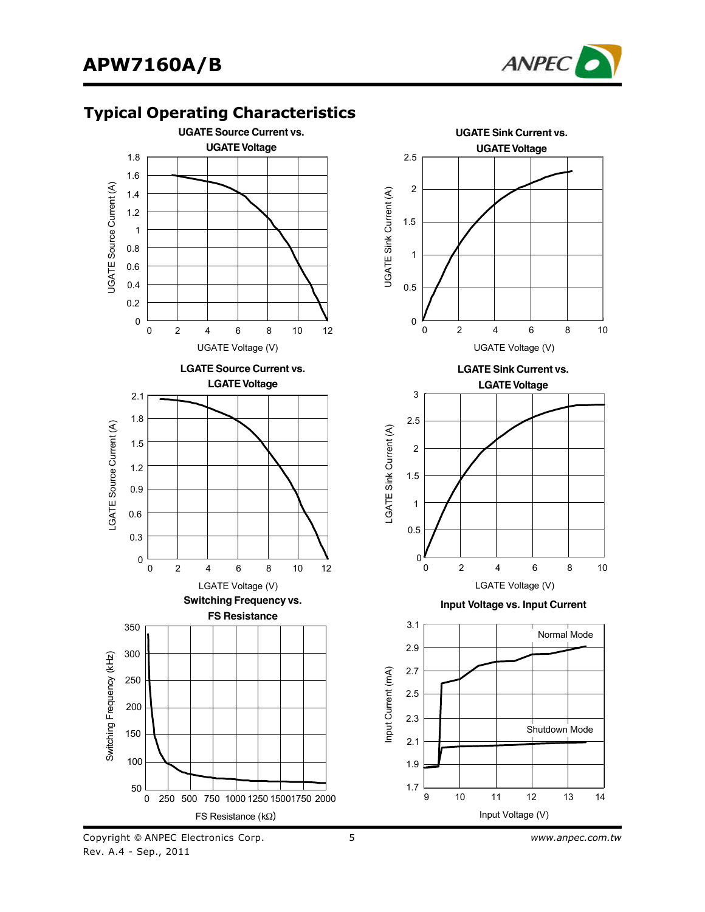## Typical Operating Characteristics

**UGATE Source Current vs. UGATE Voltage**

UGATE Source Current (A) vs. UGATE Voltage (V)

**UGATE Sink Current vs. UGATE Voltage**

UGATE Sink Current (A) vs. UGATE Voltage (V)

**LGATE Source Current vs. LGATE Voltage**

LGATE Source Current (A) vs. LGATE Voltage (V)

**LGATE Sink Current vs. LGATE Voltage**

LGATE Sink Current (A) vs. LGATE Voltage (V)

**Switching Frequency vs. FS Resistance**

Switching Frequency (kHz) vs. FS Resistance (kΩ)

**Input Voltage vs. Input Current**

Input Current (mA) vs. Input Voltage (V)

Normal Mode

Shutdown Mode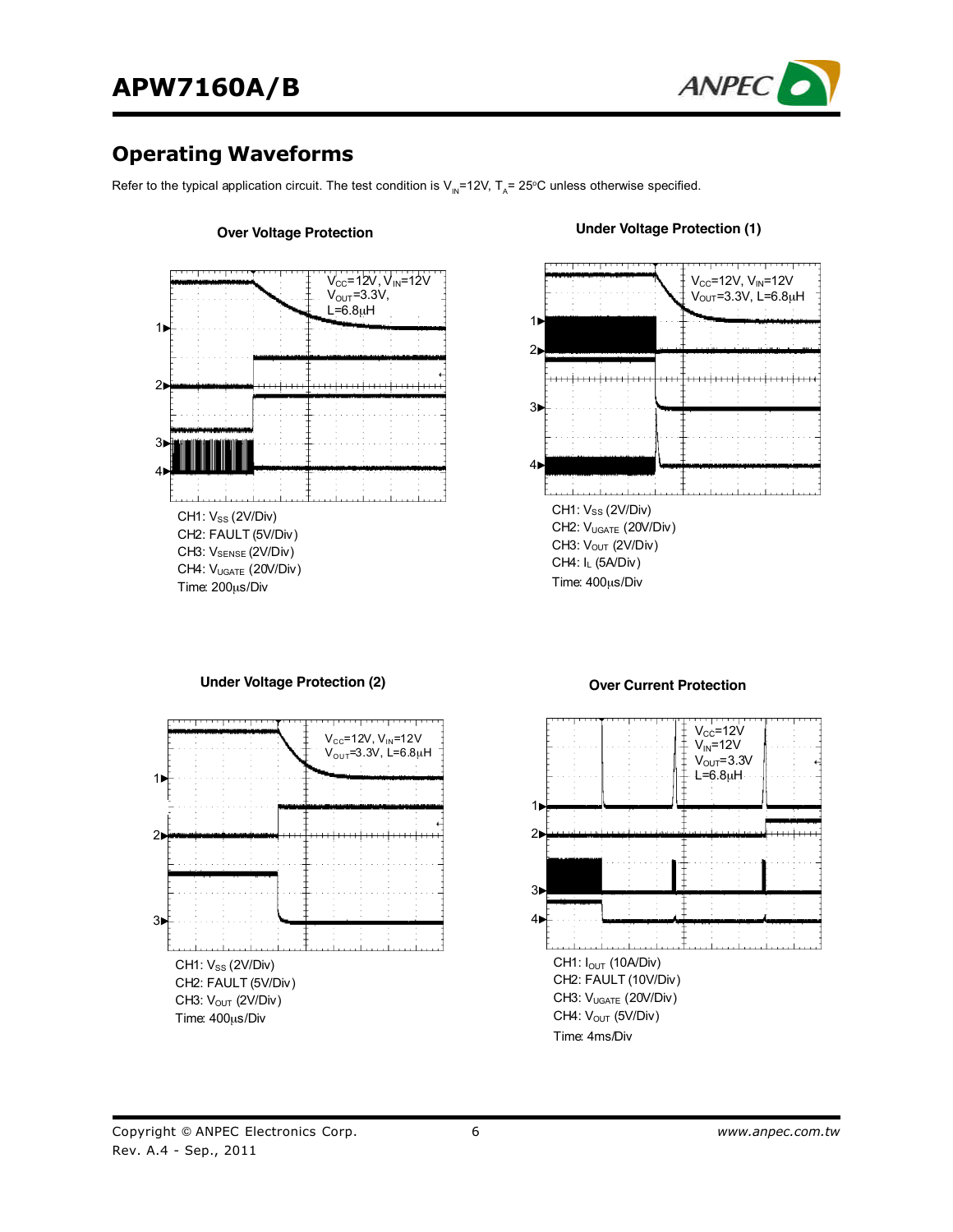## Operating Waveforms

Refer to the typical application circuit. The test condition is $V_{IN}$=12V, $T_A$= 25°C unless otherwise specified.

### Over Voltage Protection

$V_{CC}$=12V, $V_{IN}$=12V
$V_{OUT}$=3.3V,
L=6.8μH

CH1: $V_{SS}$ (2V/Div)
CH2: FAULT (5V/Div)
CH3: $V_{SENSE}$ (2V/Div)
CH4: $V_{UGATE}$ (20V/Div)
Time: 200μs/Div

### Under Voltage Protection (1)

$V_{CC}$=12V, $V_{IN}$=12V
$V_{OUT}$=3.3V, L=6.8μH

CH1: $V_{SS}$ (2V/Div)
CH2: $V_{UGATE}$ (20V/Div)
CH3: $V_{OUT}$ (2V/Div)
CH4: $I_L$ (5A/Div)
Time: 400μs/Div

### Under Voltage Protection (2)

$V_{CC}$=12V, $V_{IN}$=12V
$V_{OUT}$=3.3V, L=6.8μH

CH1: $V_{SS}$ (2V/Div)
CH2: FAULT (5V/Div)
CH3: $V_{OUT}$ (2V/Div)
Time: 400μs/Div

### Over Current Protection

$V_{CC}$=12V
$V_{IN}$=12V
$V_{OUT}$=3.3V
L=6.8μH

CH1: $I_{OUT}$ (10A/Div)
CH2: FAULT (10V/Div)
CH3: $V_{UGATE}$ (20V/Div)
CH4: $V_{OUT}$ (5V/Div)
Time: 4ms/Div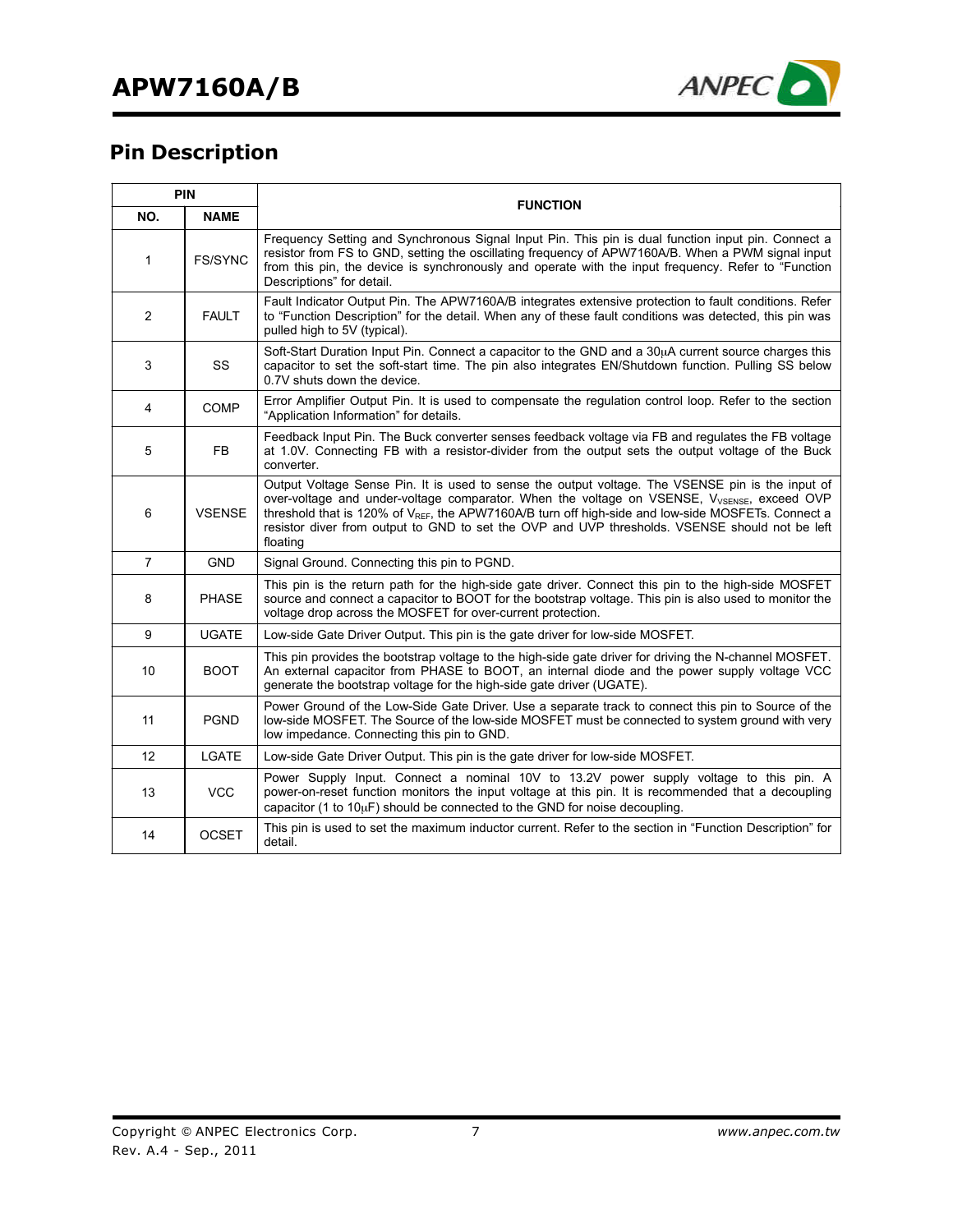## Pin Description

| PIN | | FUNCTION |
|---|---|---|
| NO. | NAME | |
| 1 | FS/SYNC | Frequency Setting and Synchronous Signal Input Pin. This pin is dual function input pin. Connect a resistor from FS to GND, setting the oscillating frequency of APW7160A/B. When a PWM signal input from this pin, the device is synchronously and operate with the input frequency. Refer to "Function Descriptions" for detail. |
| 2 | FAULT | Fault Indicator Output Pin. The APW7160A/B integrates extensive protection to fault conditions. Refer to "Function Description" for the detail. When any of these fault conditions was detected, this pin was pulled high to 5V (typical). |
| 3 | SS | Soft-Start Duration Input Pin. Connect a capacitor to the GND and a 30μA current source charges this capacitor to set the soft-start time. The pin also integrates EN/Shutdown function. Pulling SS below 0.7V shuts down the device. |
| 4 | COMP | Error Amplifier Output Pin. It is used to compensate the regulation control loop. Refer to the section "Application Information" for details. |
| 5 | FB | Feedback Input Pin. The Buck converter senses feedback voltage via FB and regulates the FB voltage at 1.0V. Connecting FB with a resistor-divider from the output sets the output voltage of the Buck converter. |
| 6 | VSENSE | Output Voltage Sense Pin. It is used to sense the output voltage. The VSENSE pin is the input of over-voltage and under-voltage comparator. When the voltage on VSENSE, $V_{VSENSE}$, exceed OVP threshold that is 120% of $V_{REF}$, the APW7160A/B turn off high-side and low-side MOSFETs. Connect a resistor diver from output to GND to set the OVP and UVP thresholds. VSENSE should not be left floating |
| 7 | GND | Signal Ground. Connecting this pin to PGND. |
| 8 | PHASE | This pin is the return path for the high-side gate driver. Connect this pin to the high-side MOSFET source and connect a capacitor to BOOT for the bootstrap voltage. This pin is also used to monitor the voltage drop across the MOSFET for over-current protection. |
| 9 | UGATE | Low-side Gate Driver Output. This pin is the gate driver for low-side MOSFET. |
| 10 | BOOT | This pin provides the bootstrap voltage to the high-side gate driver for driving the N-channel MOSFET. An external capacitor from PHASE to BOOT, an internal diode and the power supply voltage VCC generate the bootstrap voltage for the high-side gate driver (UGATE). |
| 11 | PGND | Power Ground of the Low-Side Gate Driver. Use a separate track to connect this pin to Source of the low-side MOSFET. The Source of the low-side MOSFET must be connected to system ground with very low impedance. Connecting this pin to GND. |
| 12 | LGATE | Low-side Gate Driver Output. This pin is the gate driver for low-side MOSFET. |
| 13 | VCC | Power Supply Input. Connect a nominal 10V to 13.2V power supply voltage to this pin. A power-on-reset function monitors the input voltage at this pin. It is recommended that a decoupling capacitor (1 to 10μF) should be connected to the GND for noise decoupling. |
| 14 | OCSET | This pin is used to set the maximum inductor current. Refer to the section in "Function Description" for detail. |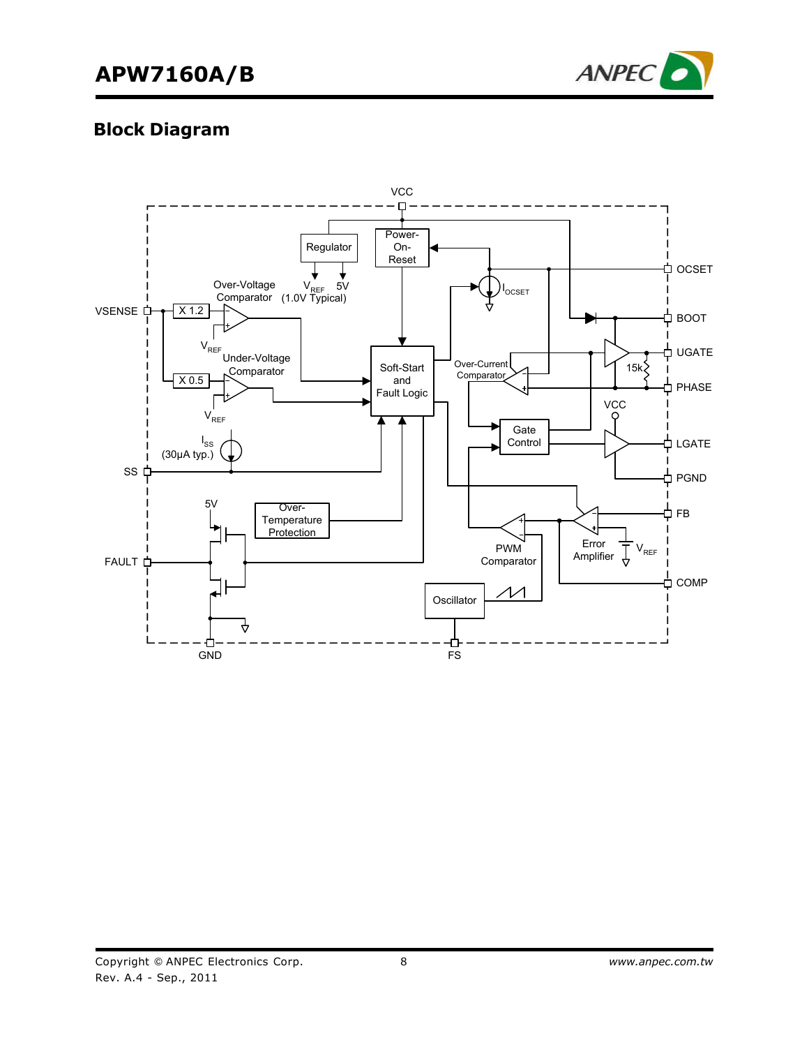## Block Diagram

VCC

Regulator

Power-On-Reset

OCSET

Over-Voltage Comparator

$V_{REF}$ 5V (1.0V Typical)

$I_{OCSET}$

VSENSE

X 1.2

BOOT

$V_{REF}$

Under-Voltage Comparator

Soft-Start and Fault Logic

Over-Current Comparator

UGATE

15k

X 0.5

PHASE

$V_{REF}$

VCC

Gate Control

$I_{SS}$ (30μA typ.)

LGATE

SS

PGND

5V

Over-Temperature Protection

FB

PWM Comparator

Error Amplifier

$V_{REF}$

FAULT

COMP

Oscillator

GND

FS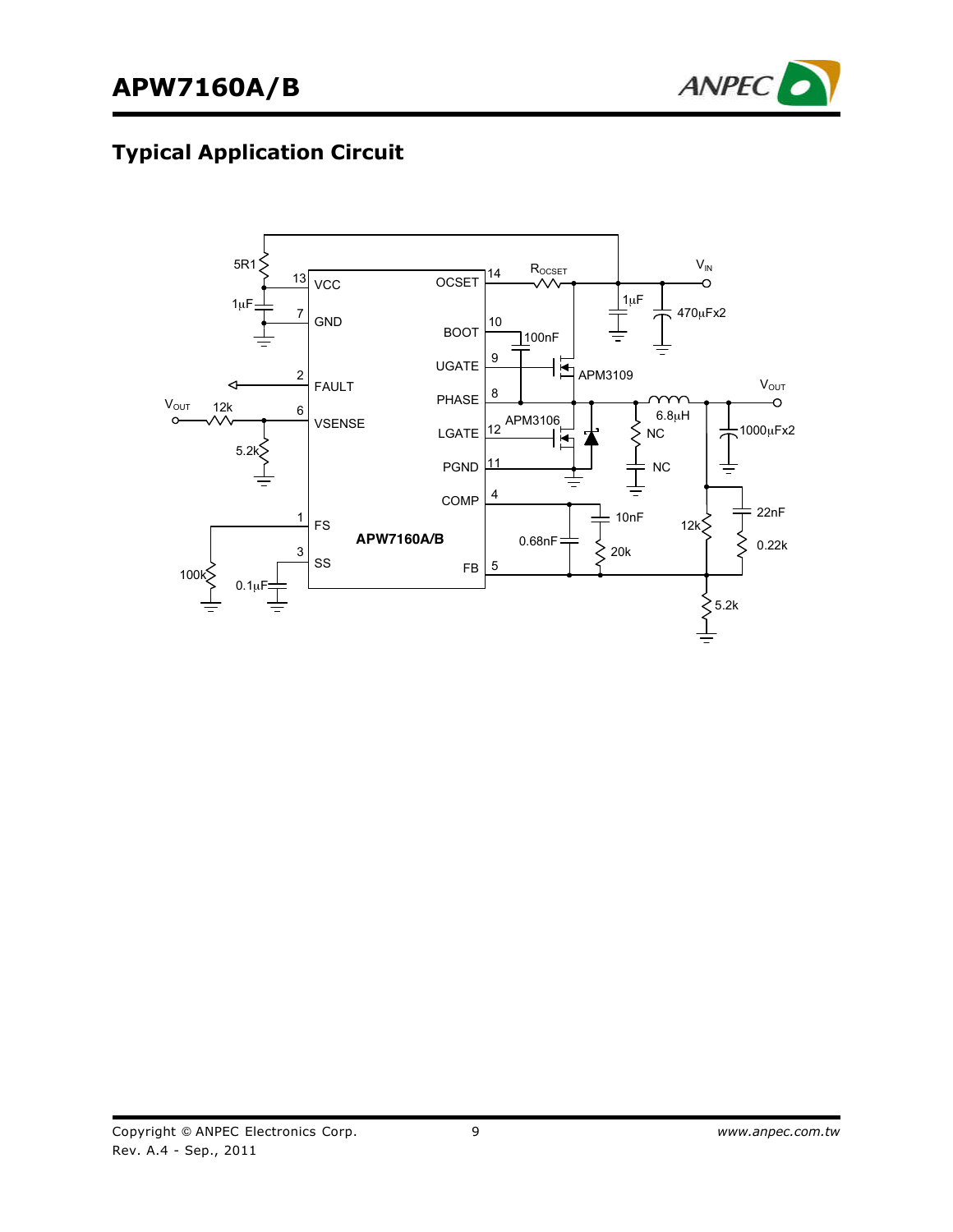## Typical Application Circuit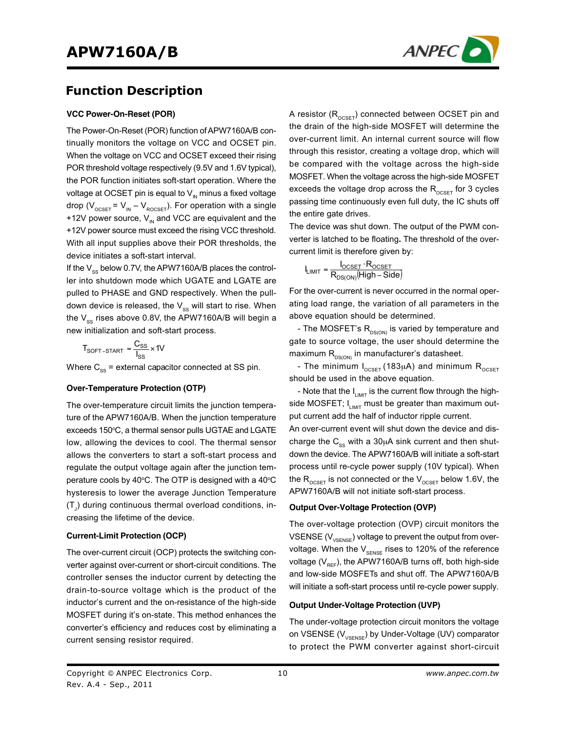## Function Description

### VCC Power-On-Reset (POR)

The Power-On-Reset (POR) function of APW7160A/B continually monitors the voltage on VCC and OCSET pin. When the voltage on VCC and OCSET exceed their rising POR threshold voltage respectively (9.5V and 1.6V typical), the POR function initiates soft-start operation. Where the voltage at OCSET pin is equal to $V_{IN}$ minus a fixed voltage drop ($V_{OCSET} = V_{IN} - V_{ROCSET}$). For operation with a single +12V power source, $V_{IN}$ and VCC are equivalent and the +12V power source must exceed the rising VCC threshold. With all input supplies above their POR thresholds, the device initiates a soft-start interval.

If the $V_{SS}$ below 0.7V, the APW7160A/B places the controller into shutdown mode which UGATE and LGATE are pulled to PHASE and GND respectively. When the pull-down device is released, the $V_{SS}$ will start to rise. When the $V_{SS}$ rises above 0.8V, the APW7160A/B will begin a new initialization and soft-start process.

$$T_{SOFT-START} = \frac{C_{SS}}{I_{SS}} \times 1V$$

Where $C_{SS}$ = external capacitor connected at SS pin.

### Over-Temperature Protection (OTP)

The over-temperature circuit limits the junction temperature of the APW7160A/B. When the junction temperature exceeds 150°C, a thermal sensor pulls UGTAE and LGATE low, allowing the devices to cool. The thermal sensor allows the converters to start a soft-start process and regulate the output voltage again after the junction temperature cools by 40°C. The OTP is designed with a 40°C hysteresis to lower the average Junction Temperature ($T_J$) during continuous thermal overload conditions, increasing the lifetime of the device.

### Current-Limit Protection (OCP)

The over-current circuit (OCP) protects the switching converter against over-current or short-circuit conditions. The controller senses the inductor current by detecting the drain-to-source voltage which is the product of the inductor's current and the on-resistance of the high-side MOSFET during it's on-state. This method enhances the converter's efficiency and reduces cost by eliminating a current sensing resistor required.

A resistor ($R_{OCSET}$) connected between OCSET pin and the drain of the high-side MOSFET will determine the over-current limit. An internal current source will flow through this resistor, creating a voltage drop, which will be compared with the voltage across the high-side MOSFET. When the voltage across the high-side MOSFET exceeds the voltage drop across the $R_{OCSET}$ for 3 cycles passing time continuously even full duty, the IC shuts off the entire gate drives.

The device was shut down. The output of the PWM converter is latched to be floating**.** The threshold of the over-current limit is therefore given by:

$$I_{LIMIT} = \frac{I_{OCSET} \cdot R_{OCSET}}{R_{DS(ON)}(High-Side)}$$

For the over-current is never occurred in the normal operating load range, the variation of all parameters in the above equation should be determined.

- The MOSFET's $R_{DS(ON)}$ is varied by temperature and gate to source voltage, the user should determine the maximum $R_{DS(ON)}$ in manufacturer's datasheet.
- The minimum $I_{OCSET}$ (183μA) and minimum $R_{OCSET}$ should be used in the above equation.
- Note that the $I_{LIMIT}$ is the current flow through the high-side MOSFET; $I_{LIMIT}$ must be greater than maximum output current add the half of inductor ripple current.

An over-current event will shut down the device and discharge the $C_{SS}$ with a 30μA sink current and then shutdown the device. The APW7160A/B will initiate a soft-start process until re-cycle power supply (10V typical). When the $R_{OCSET}$ is not connected or the $V_{OCSET}$ below 1.6V, the APW7160A/B will not initiate soft-start process.

### Output Over-Voltage Protection (OVP)

The over-voltage protection (OVP) circuit monitors the VSENSE ($V_{VSENSE}$) voltage to prevent the output from over-voltage. When the $V_{SENSE}$ rises to 120% of the reference voltage ($V_{REF}$), the APW7160A/B turns off, both high-side and low-side MOSFETs and shut off. The APW7160A/B will initiate a soft-start process until re-cycle power supply.

### Output Under-Voltage Protection (UVP)

The under-voltage protection circuit monitors the voltage on VSENSE ($V_{VSENSE}$) by Under-Voltage (UV) comparator to protect the PWM converter against short-circuit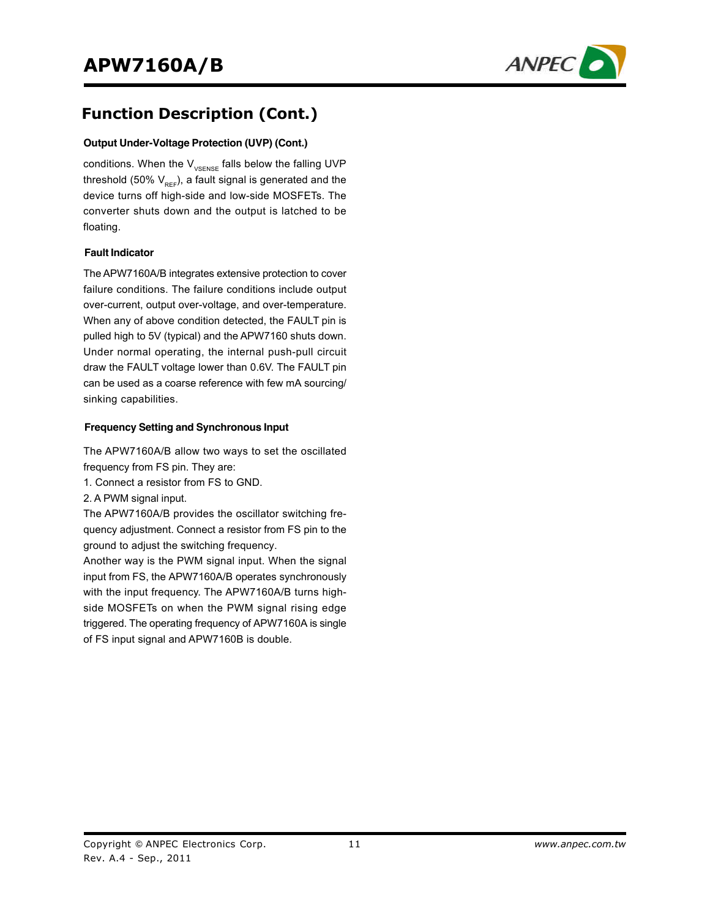## Function Description (Cont.)

### Output Under-Voltage Protection (UVP) (Cont.)

conditions. When the $V_{VSENSE}$ falls below the falling UVP threshold (50% $V_{REF}$), a fault signal is generated and the device turns off high-side and low-side MOSFETs. The converter shuts down and the output is latched to be floating.

### Fault Indicator

The APW7160A/B integrates extensive protection to cover failure conditions. The failure conditions include output over-current, output over-voltage, and over-temperature. When any of above condition detected, the FAULT pin is pulled high to 5V (typical) and the APW7160 shuts down. Under normal operating, the internal push-pull circuit draw the FAULT voltage lower than 0.6V. The FAULT pin can be used as a coarse reference with few mA sourcing/sinking capabilities.

### Frequency Setting and Synchronous Input

The APW7160A/B allow two ways to set the oscillated frequency from FS pin. They are:

1. Connect a resistor from FS to GND.
2. A PWM signal input.

The APW7160A/B provides the oscillator switching frequency adjustment. Connect a resistor from FS pin to the ground to adjust the switching frequency.

Another way is the PWM signal input. When the signal input from FS, the APW7160A/B operates synchronously with the input frequency. The APW7160A/B turns high-side MOSFETs on when the PWM signal rising edge triggered. The operating frequency of APW7160A is single of FS input signal and APW7160B is double.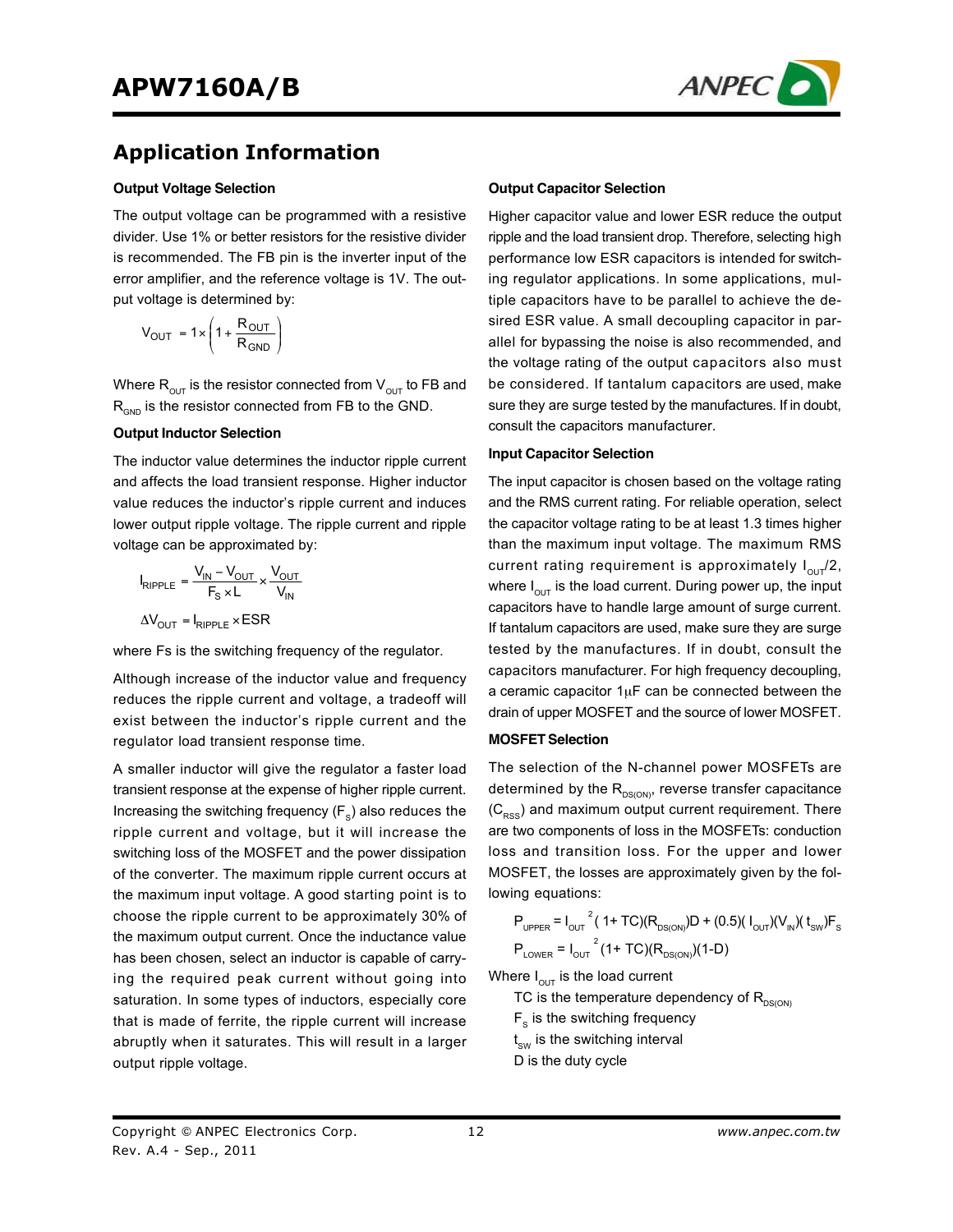## Application Information

### Output Voltage Selection

The output voltage can be programmed with a resistive divider. Use 1% or better resistors for the resistive divider is recommended. The FB pin is the inverter input of the error amplifier, and the reference voltage is 1V. The output voltage is determined by:

$$V_{OUT} = 1 \times \left(1 + \frac{R_{OUT}}{R_{GND}}\right)$$

Where $R_{OUT}$ is the resistor connected from $V_{OUT}$ to FB and $R_{GND}$ is the resistor connected from FB to the GND.

### Output Inductor Selection

The inductor value determines the inductor ripple current and affects the load transient response. Higher inductor value reduces the inductor's ripple current and induces lower output ripple voltage. The ripple current and ripple voltage can be approximated by:

$$I_{RIPPLE} = \frac{V_{IN} - V_{OUT}}{F_S \times L} \times \frac{V_{OUT}}{V_{IN}}$$

$$\Delta V_{OUT} = I_{RIPPLE} \times ESR$$

where Fs is the switching frequency of the regulator.

Although increase of the inductor value and frequency reduces the ripple current and voltage, a tradeoff will exist between the inductor's ripple current and the regulator load transient response time.

A smaller inductor will give the regulator a faster load transient response at the expense of higher ripple current. Increasing the switching frequency ($F_S$) also reduces the ripple current and voltage, but it will increase the switching loss of the MOSFET and the power dissipation of the converter. The maximum ripple current occurs at the maximum input voltage. A good starting point is to choose the ripple current to be approximately 30% of the maximum output current. Once the inductance value has been chosen, select an inductor is capable of carrying the required peak current without going into saturation. In some types of inductors, especially core that is made of ferrite, the ripple current will increase abruptly when it saturates. This will result in a larger output ripple voltage.

### Output Capacitor Selection

Higher capacitor value and lower ESR reduce the output ripple and the load transient drop. Therefore, selecting high performance low ESR capacitors is intended for switching regulator applications. In some applications, multiple capacitors have to be parallel to achieve the desired ESR value. A small decoupling capacitor in parallel for bypassing the noise is also recommended, and the voltage rating of the output capacitors also must be considered. If tantalum capacitors are used, make sure they are surge tested by the manufactures. If in doubt, consult the capacitors manufacturer.

### Input Capacitor Selection

The input capacitor is chosen based on the voltage rating and the RMS current rating. For reliable operation, select the capacitor voltage rating to be at least 1.3 times higher than the maximum input voltage. The maximum RMS current rating requirement is approximately $I_{OUT}/2$, where $I_{OUT}$ is the load current. During power up, the input capacitors have to handle large amount of surge current. If tantalum capacitors are used, make sure they are surge tested by the manufactures. If in doubt, consult the capacitors manufacturer. For high frequency decoupling, a ceramic capacitor 1μF can be connected between the drain of upper MOSFET and the source of lower MOSFET.

### MOSFET Selection

The selection of the N-channel power MOSFETs are determined by the $R_{DS(ON)}$, reverse transfer capacitance ($C_{RSS}$) and maximum output current requirement. There are two components of loss in the MOSFETs: conduction loss and transition loss. For the upper and lower MOSFET, the losses are approximately given by the following equations:

$$P_{UPPER} = I_{OUT}^{2}(1+TC)(R_{DS(ON)})D + (0.5)(I_{OUT})(V_{IN})(t_{SW})F_S$$

$$P_{LOWER} = I_{OUT}^{2}(1+TC)(R_{DS(ON)})(1-D)$$

Where $I_{OUT}$ is the load current

TC is the temperature dependency of $R_{DS(ON)}$

$F_S$ is the switching frequency

$t_{SW}$ is the switching interval

D is the duty cycle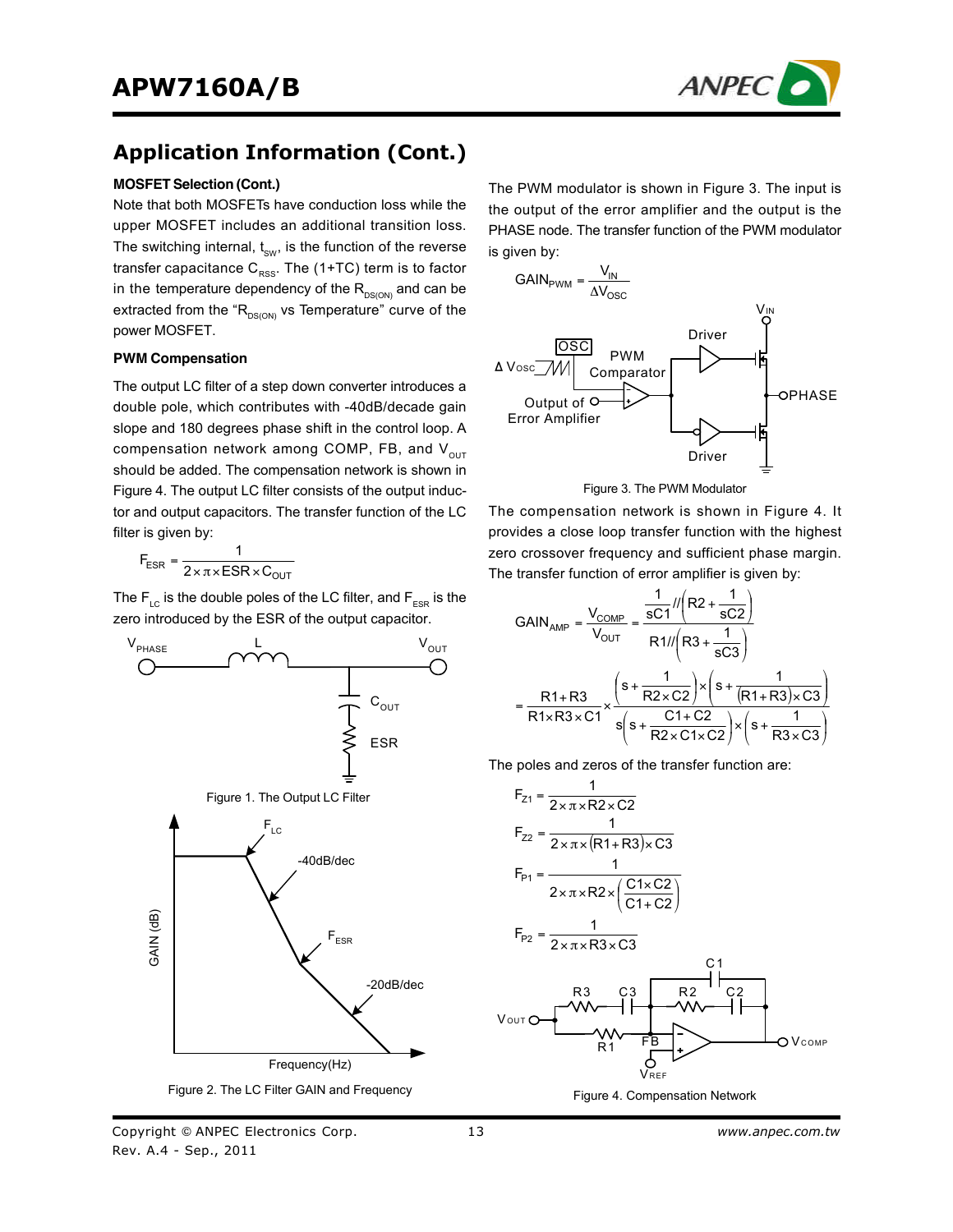## Application Information (Cont.)

### MOSFET Selection (Cont.)

Note that both MOSFETs have conduction loss while the upper MOSFET includes an additional transition loss. The switching internal, $t_{SW}$, is the function of the reverse transfer capacitance $C_{RSS}$. The (1+TC) term is to factor in the temperature dependency of the $R_{DS(ON)}$ and can be extracted from the "$R_{DS(ON)}$ vs Temperature" curve of the power MOSFET.

### PWM Compensation

The output LC filter of a step down converter introduces a double pole, which contributes with -40dB/decade gain slope and 180 degrees phase shift in the control loop. A compensation network among COMP, FB, and $V_{OUT}$ should be added. The compensation network is shown in Figure 4. The output LC filter consists of the output inductor and output capacitors. The transfer function of the LC filter is given by:

$$F_{ESR} = \frac{1}{2 \times \pi \times ESR \times C_{OUT}}$$

The $F_{LC}$ is the double poles of the LC filter, and $F_{ESR}$ is the zero introduced by the ESR of the output capacitor.

Figure 1. The Output LC Filter

Figure 2. The LC Filter GAIN and Frequency

The PWM modulator is shown in Figure 3. The input is the output of the error amplifier and the output is the PHASE node. The transfer function of the PWM modulator is given by:

$$GAIN_{PWM} = \frac{V_{IN}}{\Delta V_{OSC}}$$

Figure 3. The PWM Modulator

The compensation network is shown in Figure 4. It provides a close loop transfer function with the highest zero crossover frequency and sufficient phase margin. The transfer function of error amplifier is given by:

$$GAIN_{AMP} = \frac{V_{COMP}}{V_{OUT}} = \frac{\frac{1}{sC1} // \left(R2 + \frac{1}{sC2}\right)}{R1 // \left(R3 + \frac{1}{sC3}\right)}$$

$$= \frac{R1 + R3}{R1 \times R3 \times C1} \times \frac{\left(s + \frac{1}{R2 \times C2}\right) \times \left(s + \frac{1}{(R1 + R3) \times C3}\right)}{s\left(s + \frac{C1 + C2}{R2 \times C1 \times C2}\right) \times \left(s + \frac{1}{R3 \times C3}\right)}$$

The poles and zeros of the transfer function are:

$$F_{Z1} = \frac{1}{2 \times \pi \times R2 \times C2}$$

$$F_{Z2} = \frac{1}{2 \times \pi \times (R1 + R3) \times C3}$$

$$F_{P1} = \frac{1}{2 \times \pi \times R2 \times \left(\frac{C1 \times C2}{C1 + C2}\right)}$$

$$F_{P2} = \frac{1}{2 \times \pi \times R3 \times C3}$$

Figure 4. Compensation Network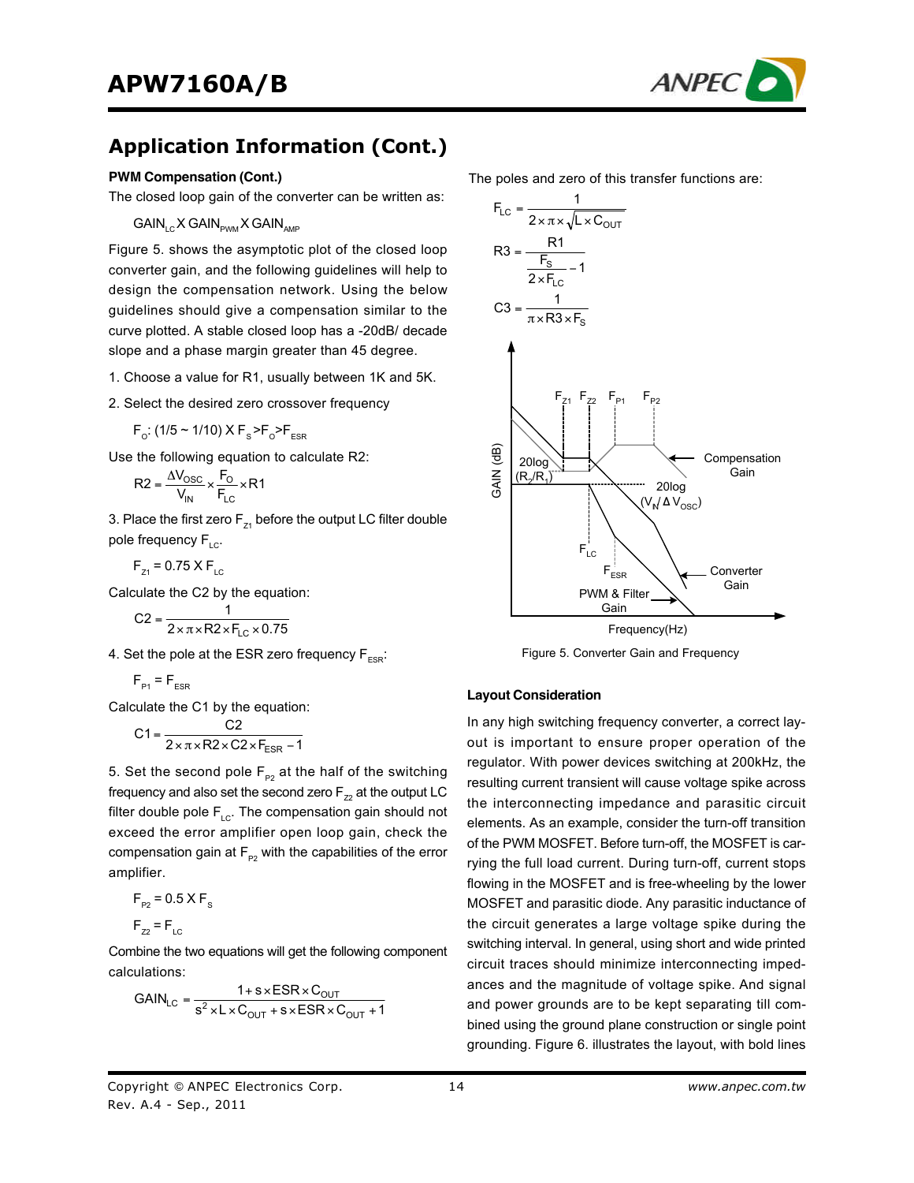## Application Information (Cont.)

### PWM Compensation (Cont.)

The closed loop gain of the converter can be written as:

$$GAIN_{LC} \times GAIN_{PWM} \times GAIN_{AMP}$$

Figure 5. shows the asymptotic plot of the closed loop converter gain, and the following guidelines will help to design the compensation network. Using the below guidelines should give a compensation similar to the curve plotted. A stable closed loop has a -20dB/ decade slope and a phase margin greater than 45 degree.

1. Choose a value for R1, usually between 1K and 5K.

2. Select the desired zero crossover frequency

$F_O$: (1/5 ~ 1/10) X $F_S > F_O > F_{ESR}$

Use the following equation to calculate R2:

$$R2 = \frac{\Delta V_{OSC}}{V_{IN}} \times \frac{F_O}{F_{LC}} \times R1$$

3. Place the first zero $F_{Z1}$ before the output LC filter double pole frequency $F_{LC}$.

$$F_{Z1} = 0.75 \times F_{LC}$$

Calculate the C2 by the equation:

$$C2 = \frac{1}{2 \times \pi \times R2 \times F_{LC} \times 0.75}$$

4. Set the pole at the ESR zero frequency $F_{ESR}$:

$$F_{P1} = F_{ESR}$$

Calculate the C1 by the equation:

$$C1 = \frac{C2}{2 \times \pi \times R2 \times C2 \times F_{ESR} - 1}$$

5. Set the second pole $F_{P2}$ at the half of the switching frequency and also set the second zero $F_{Z2}$ at the output LC filter double pole $F_{LC}$. The compensation gain should not exceed the error amplifier open loop gain, check the compensation gain at $F_{P2}$ with the capabilities of the error amplifier.

$$F_{P2} = 0.5 \times F_S$$

$$F_{Z2} = F_{LC}$$

Combine the two equations will get the following component calculations:

$$GAIN_{LC} = \frac{1 + s \times ESR \times C_{OUT}}{s^2 \times L \times C_{OUT} + s \times ESR \times C_{OUT} + 1}$$

The poles and zero of this transfer functions are:

$$F_{LC} = \frac{1}{2 \times \pi \times \sqrt{L \times C_{OUT}}}$$

$$R3 = \frac{R1}{\frac{F_S}{2 \times F_{LC}} - 1}$$

$$C3 = \frac{1}{\pi \times R3 \times F_S}$$

Figure 5. Converter Gain and Frequency

### Layout Consideration

In any high switching frequency converter, a correct layout is important to ensure proper operation of the regulator. With power devices switching at 200kHz, the resulting current transient will cause voltage spike across the interconnecting impedance and parasitic circuit elements. As an example, consider the turn-off transition of the PWM MOSFET. Before turn-off, the MOSFET is carrying the full load current. During turn-off, current stops flowing in the MOSFET and is free-wheeling by the lower MOSFET and parasitic diode. Any parasitic inductance of the circuit generates a large voltage spike during the switching interval. In general, using short and wide printed circuit traces should minimize interconnecting impedances and the magnitude of voltage spike. And signal and power grounds are to be kept separating till combined using the ground plane construction or single point grounding. Figure 6. illustrates the layout, with bold lines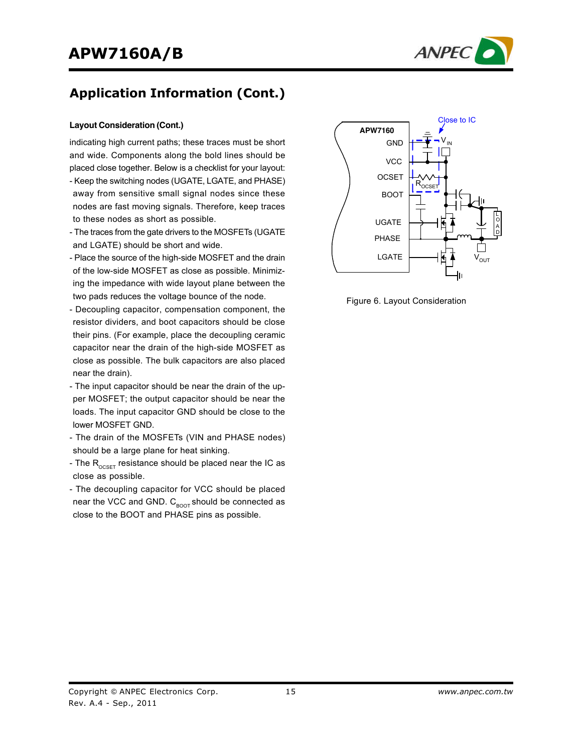## Application Information (Cont.)

### Layout Consideration (Cont.)

indicating high current paths; these traces must be short and wide. Components along the bold lines should be placed close together. Below is a checklist for your layout:

- Keep the switching nodes (UGATE, LGATE, and PHASE) away from sensitive small signal nodes since these nodes are fast moving signals. Therefore, keep traces to these nodes as short as possible.
- The traces from the gate drivers to the MOSFETs (UGATE and LGATE) should be short and wide.
- Place the source of the high-side MOSFET and the drain of the low-side MOSFET as close as possible. Minimizing the impedance with wide layout plane between the two pads reduces the voltage bounce of the node.
- Decoupling capacitor, compensation component, the resistor dividers, and boot capacitors should be close their pins. (For example, place the decoupling ceramic capacitor near the drain of the high-side MOSFET as close as possible. The bulk capacitors are also placed near the drain).
- The input capacitor should be near the drain of the upper MOSFET; the output capacitor should be near the loads. The input capacitor GND should be close to the lower MOSFET GND.
- The drain of the MOSFETs (VIN and PHASE nodes) should be a large plane for heat sinking.
- The $R_{OCSET}$ resistance should be placed near the IC as close as possible.
- The decoupling capacitor for VCC should be placed near the VCC and GND. $C_{BOOT}$ should be connected as close to the BOOT and PHASE pins as possible.

Figure 6. Layout Consideration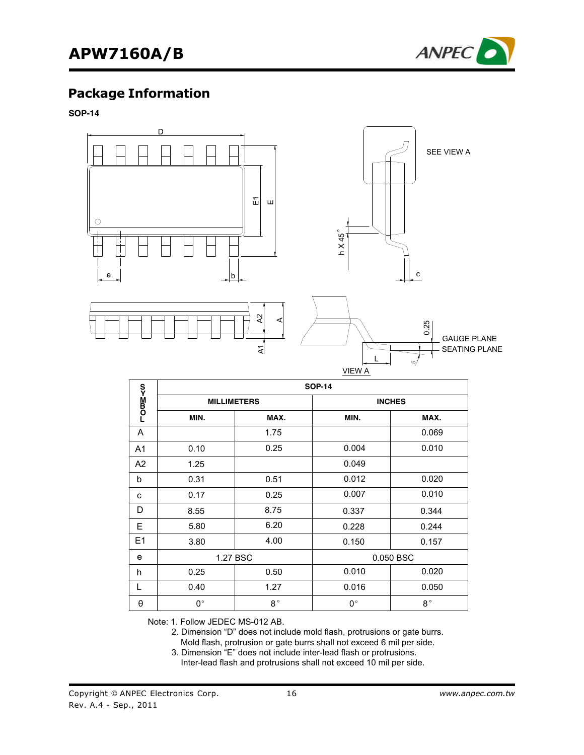## Package Information

**SOP-14**

| SYMBOL | SOP-14 | | | |
|---|---|---|---|---|
| | MILLIMETERS | | INCHES | |
| | MIN. | MAX. | MIN. | MAX. |
| A | | 1.75 | | 0.069 |
| A1 | 0.10 | 0.25 | 0.004 | 0.010 |
| A2 | 1.25 | | 0.049 | |
| b | 0.31 | 0.51 | 0.012 | 0.020 |
| c | 0.17 | 0.25 | 0.007 | 0.010 |
| D | 8.55 | 8.75 | 0.337 | 0.344 |
| E | 5.80 | 6.20 | 0.228 | 0.244 |
| E1 | 3.80 | 4.00 | 0.150 | 0.157 |
| e | 1.27 BSC | | 0.050 BSC | |
| h | 0.25 | 0.50 | 0.010 | 0.020 |
| L | 0.40 | 1.27 | 0.016 | 0.050 |
| θ | 0° | 8° | 0° | 8° |

Note: 1. Follow JEDEC MS-012 AB.
2. Dimension "D" does not include mold flash, protrusions or gate burrs. Mold flash, protrusion or gate burrs shall not exceed 6 mil per side.
3. Dimension "E" does not include inter-lead flash or protrusions. Inter-lead flash and protrusions shall not exceed 10 mil per side.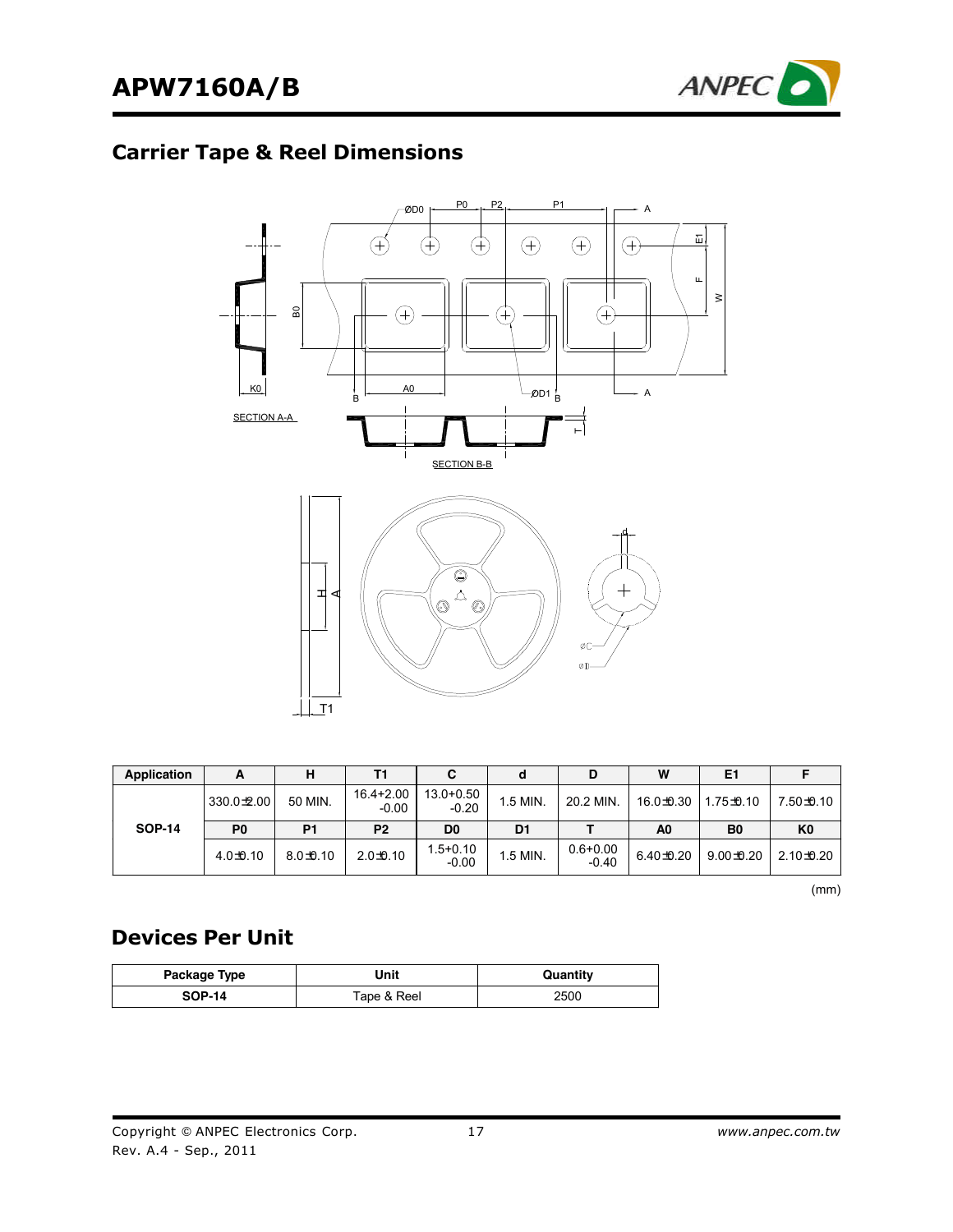## Carrier Tape & Reel Dimensions

| Application | A | H | T1 | C | d | D | W | E1 | F |
|---|---|---|---|---|---|---|---|---|---|
| SOP-14 | 330.0±2.00 | 50 MIN. | 16.4+2.00 -0.00 | 13.0+0.50 -0.20 | 1.5 MIN. | 20.2 MIN. | 16.0±0.30 | 1.75±0.10 | 7.50±0.10 |
| | P0 | P1 | P2 | D0 | D1 | T | A0 | B0 | K0 |
| | 4.0±0.10 | 8.0±0.10 | 2.0±0.10 | 1.5+0.10 -0.00 | 1.5 MIN. | 0.6+0.00 -0.40 | 6.40±0.20 | 9.00±0.20 | 2.10±0.20 |

(mm)

## Devices Per Unit

| Package Type | Unit | Quantity |
|---|---|---|
| SOP-14 | Tape & Reel | 2500 |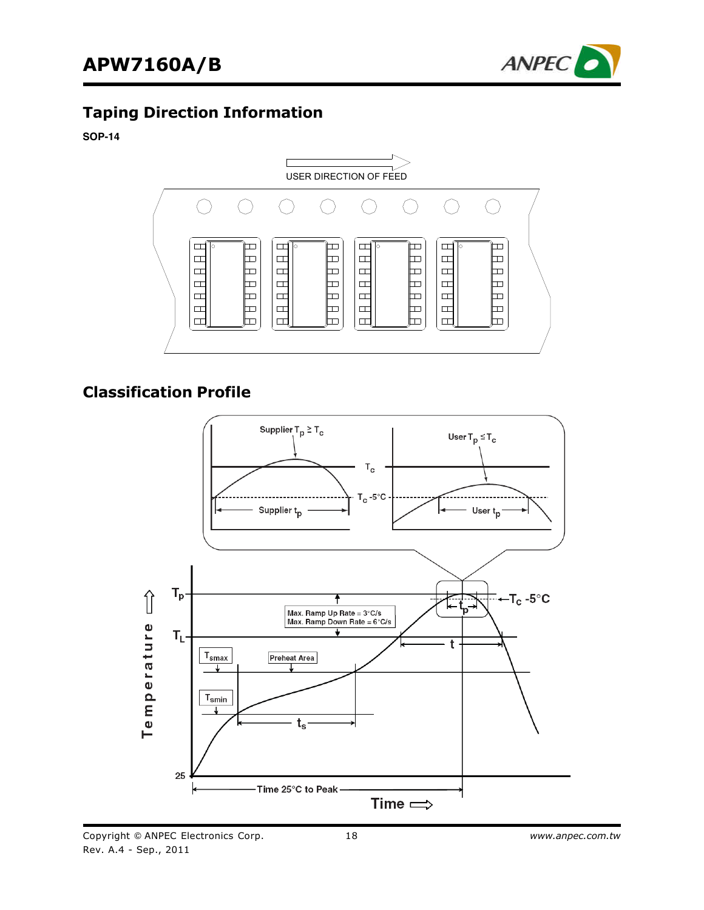## Taping Direction Information

**SOP-14**

USER DIRECTION OF FEED

## Classification Profile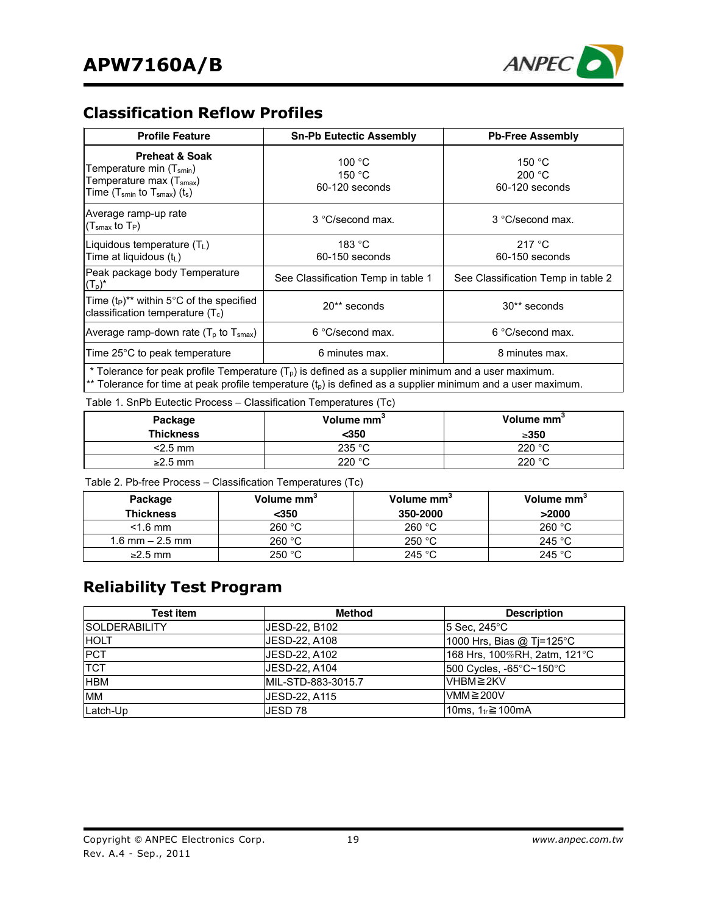## Classification Reflow Profiles

| Profile Feature | Sn-Pb Eutectic Assembly | Pb-Free Assembly |
|---|---|---|
| **Preheat & Soak**<br>Temperature min ($T_{smin}$)<br>Temperature max ($T_{smax}$)<br>Time ($T_{smin}$ to $T_{smax}$) ($t_s$) | 100 °C<br>150 °C<br>60-120 seconds | 150 °C<br>200 °C<br>60-120 seconds |
| Average ramp-up rate<br>($T_{smax}$ to $T_P$) | 3 °C/second max. | 3 °C/second max. |
| Liquidous temperature ($T_L$)<br>Time at liquidous ($t_L$) | 183 °C<br>60-150 seconds | 217 °C<br>60-150 seconds |
| Peak package body Temperature ($T_p$)* | See Classification Temp in table 1 | See Classification Temp in table 2 |
| Time ($t_P$)** within 5°C of the specified classification temperature ($T_c$) | 20** seconds | 30** seconds |
| Average ramp-down rate ($T_p$ to $T_{smax}$) | 6 °C/second max. | 6 °C/second max. |
| Time 25°C to peak temperature | 6 minutes max. | 8 minutes max. |

\* Tolerance for peak profile Temperature ($T_p$) is defined as a supplier minimum and a user maximum.
** Tolerance for time at peak profile temperature ($t_p$) is defined as a supplier minimum and a user maximum.

Table 1. SnPb Eutectic Process – Classification Temperatures (Tc)

| Package Thickness | Volume mm$^3$ <350 | Volume mm$^3$ ≥350 |
|---|---|---|
| <2.5 mm | 235 °C | 220 °C |
| ≥2.5 mm | 220 °C | 220 °C |

Table 2. Pb-free Process – Classification Temperatures (Tc)

| Package Thickness | Volume mm$^3$ <350 | Volume mm$^3$ 350-2000 | Volume mm$^3$ >2000 |
|---|---|---|---|
| <1.6 mm | 260 °C | 260 °C | 260 °C |
| 1.6 mm – 2.5 mm | 260 °C | 250 °C | 245 °C |
| ≥2.5 mm | 250 °C | 245 °C | 245 °C |

## Reliability Test Program

| Test item | Method | Description |
|---|---|---|
| SOLDERABILITY | JESD-22, B102 | 5 Sec, 245°C |
| HOLT | JESD-22, A108 | 1000 Hrs, Bias @ Tj=125°C |
| PCT | JESD-22, A102 | 168 Hrs, 100%RH, 2atm, 121°C |
| TCT | JESD-22, A104 | 500 Cycles, -65°C~150°C |
| HBM | MIL-STD-883-3015.7 | VHBM≧2KV |
| MM | JESD-22, A115 | VMM≧200V |
| Latch-Up | JESD 78 | 10ms, $1_{tr}$≧100mA |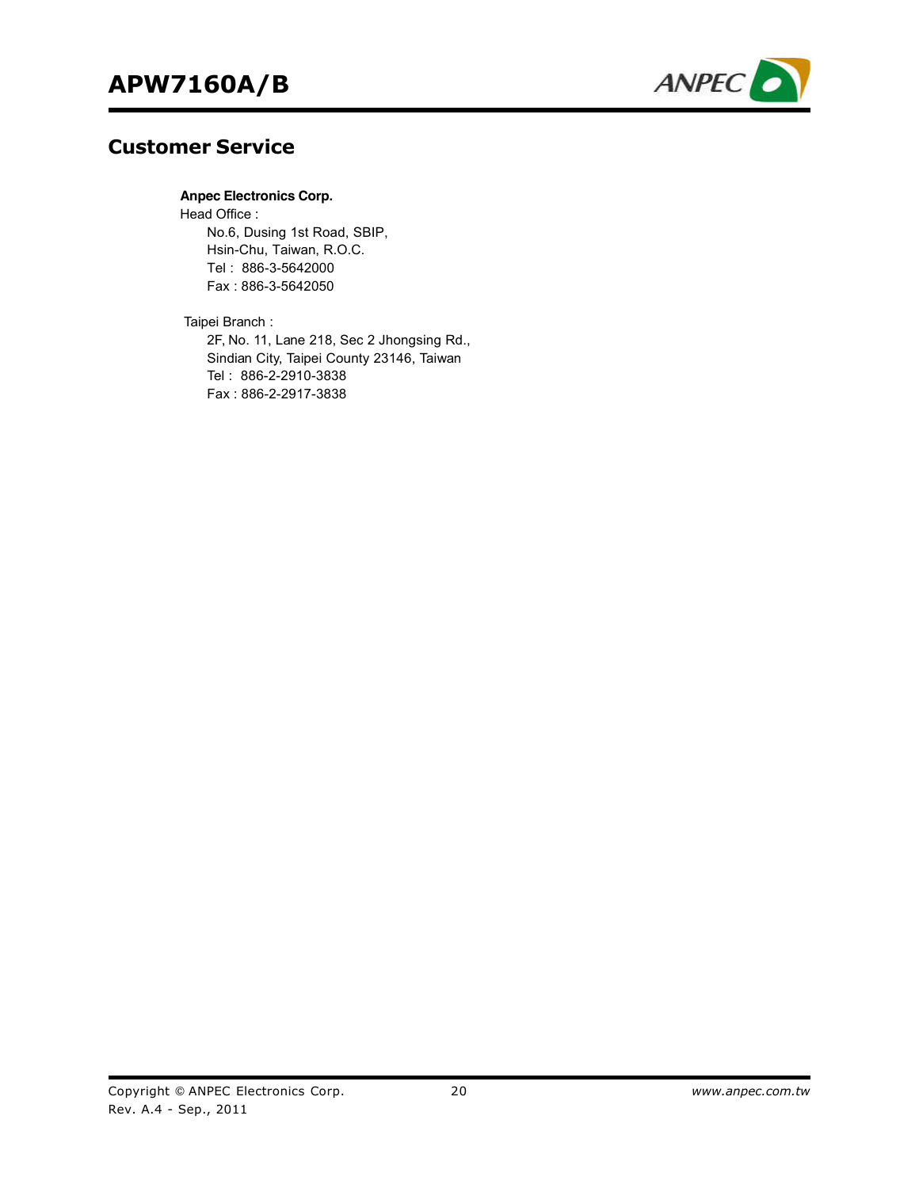## Customer Service

**Anpec Electronics Corp.**

Head Office :

No.6, Dusing 1st Road, SBIP,
Hsin-Chu, Taiwan, R.O.C.
Tel : 886-3-5642000
Fax : 886-3-5642050

Taipei Branch :

2F, No. 11, Lane 218, Sec 2 Jhongsing Rd.,
Sindian City, Taipei County 23146, Taiwan
Tel : 886-2-2910-3838
Fax : 886-2-2917-3838